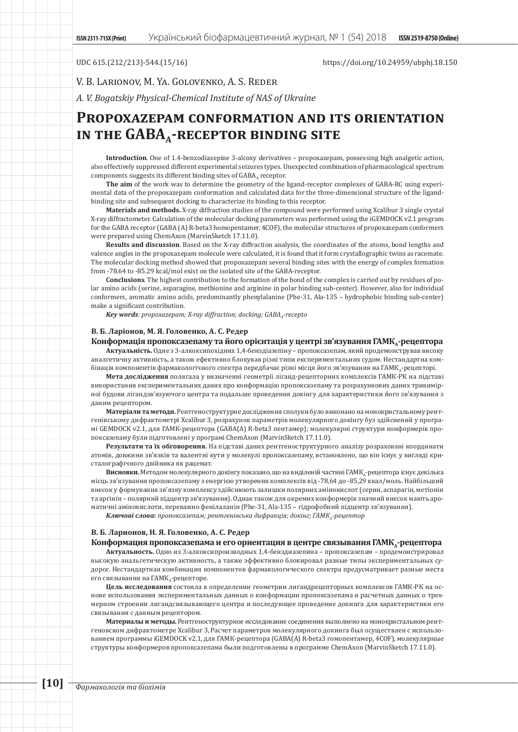UDC 615.(212/213)-544.(15/16)

https://doi.org/10.24959/ubphj.18.150

V. B. Larionov, M. Ya. Golovenko, A. S. Reder

*A. V. Bogatskiy Physical-Chemical Institute of NAS of Ukraine*

# Propoxazepam conformation and its orientation in the GABA$_A$-receptor binding site

**Introduction**. One of 1.4-benzodiazepine 3-alcoxy derivatives – propoxazepam, possessing high analgetic action, also effectively suppressed different experimental seizures types. Unexpected combination of pharmacological spectrum components suggests its different binding sites of GABA$_A$ receptor.

**The aim** of the work was to determine the geometry of the ligand-receptor complexes of GABA-RC using experimental data of the propoxazepam conformation and calculated data for the three-dimensional structure of the ligand-binding site and subsequent docking to characterize its binding to this receptor.

**Materials and methods.** X-ray diffraction studies of the compound were performed using Xcalibur 3 single crystal X-ray diffractometer. Calculation of the molecular docking parameters was performed using the iGEMDOCK v2.1 program for the GABA receptor (GABA (A) R-beta3 homopentamer, 4COF), the molecular structures of propoxazepam conformers were prepared using ChemAxon (MarvinSketch 17.11.0).

**Results and discussion**. Based on the X-ray diffraction analysis, the coordinates of the atoms, bond lengths and valence angles in the propoxazepam molecule were calculated, it is found that it form crystallographic twins as racemate. The molecular docking method showed that propoxazepam several binding sites with the energy of complex formation from -78.64 to -85.29 kcal/mol exist on the isolated site of the GABA-receptor.

**Conclusions**. The highest contribution to the formation of the bond of the complex is carried out by residues of polar amino acids (serine, asparagine, methionine and arginine in polar binding sub-center). However, also for individual conformers, aromatic amino acids, predominantly phenylalanine (Phe-31, Ala-135 – hydrophobic binding sub-center) make a significant contribution.

***Key words****: propoxazepam; X-ray diffraction; docking; GABA$_A$-recepto*

**В. Б. Ларіонов, М. Я. Головенко, А. С. Редер**

### Конформація пропоксазепаму та його орієнтація у центрі зв'язування ГАМК$_А$-рецептора

**Актуальність.** Одне з 3-алкоксипохідних 1,4-бензідіазепіну – пропоксазепам, який продемонстрував високу аналгетичну активність, а також ефективно блокував різні типи експериментальних судом. Нестандартна комбінація компонентів фармакологічного спектра передбачає різні місця його зв'язування на ГАМК$_А$-рецепторі.

**Мета дослідження** полягала у визначенні геометрії ліганд-рецепторних комплексів ГАМК-РК на підставі використання експериментальних даних про конформацію пропоксазепаму та розрахункових даних тривимірної будови лігандзв'язуючого центра та подальше проведення докінгу для характеристики його зв'язування з даним рецептором.

**Матеріали та методи.** Рентгеноструктурне дослідження сполуки було виконано на монокристальному рентгенівському дифрактометрі Xcalibur 3, розрахунок параметрів молекулярного докінгу буз здійснений у програмі GEMDOCK v2.1, для ГАМК-рецептора (GABA(A) R-beta3 пентамер); молекулярні структури конформерів пропоксазепаму були підготовлені у програмі ChemAxon (MarvinSketch 17.11.0).

**Результати та їх обговорення.** На підставі даних рентгеноструктурного аналізу розраховані координати атомів, довжини зв'язків та валентні кути у молекулі пропоксазепаму, встановлено, що він існує у вигляді кристалографічного двійника як рацемат.

**Висновки.** Методом молекулярного докінгу показано, що на виділеній частині ГАМК$_А$-рецептора існує декілька місць зв'язування пропоксазепаму з енергією утворення комплексів від -78,64 до -85,29 ккал/моль. Найбільший внесок у формування зв'язку комплексу здійснюють залишки полярних амінокислот (серин, аспарагін, метіонін та аргінін – полярний підцентр зв'язування). Однак також для окремих конформерів значний внесок мають ароматичні амінокислоти, переважно фенілаланін (Phe-31, Ala-135 – гідрофобний підцентр зв'язування).

***Ключові слова****: пропоксазепам; рентгенівська дифракція; докінг; ГАМК$_А$-рецептор*

**В. Б. Ларионов, Н. Я. Головенко, А. С. Редер**

### Конформация пропоксазепама и его ориентация в центре связывания ГАМК$_А$-рецептора

**Актуальность.** Одно из 3-алкоксипроизводных 1,4-бендиазепина – пропоксазепам – продемонстрировал высокую анальгетическую активность, а также эффективно блокировал разные типы экспериментальных судорог. Нестандартная комбинация компонентов фармакологического спектра предусматривает разные места его связывания на ГАМК$_А$-рецепторе.

**Цель исследования** состояла в определении геометрии лигандрецепторных комплексов ГАМК-РК на основе использования экспериментальных данных о конформации пропоксазепама и расчетных данных о трехмерном строении лигандсвязывающего центра и последующее проведение докинга для характеристики его связывания с данным рецептором.

**Материалы и методы.** Рентгеноструктурное исследование соединения выполнено на монокристальном рентгеновском дифрактометре Xcalibur 3, Расчет параметров молекулярного докинга был осуществлен с использованием программы iGEMDOCK v2.1, для ГАМК-рецептора (GABA(A) R-beta3 гомопентамер, 4COF), молекулярные структуры конформеров пропоксазепама были подготовлены в программе ChemAxon (MarvinSketch 17.11.0).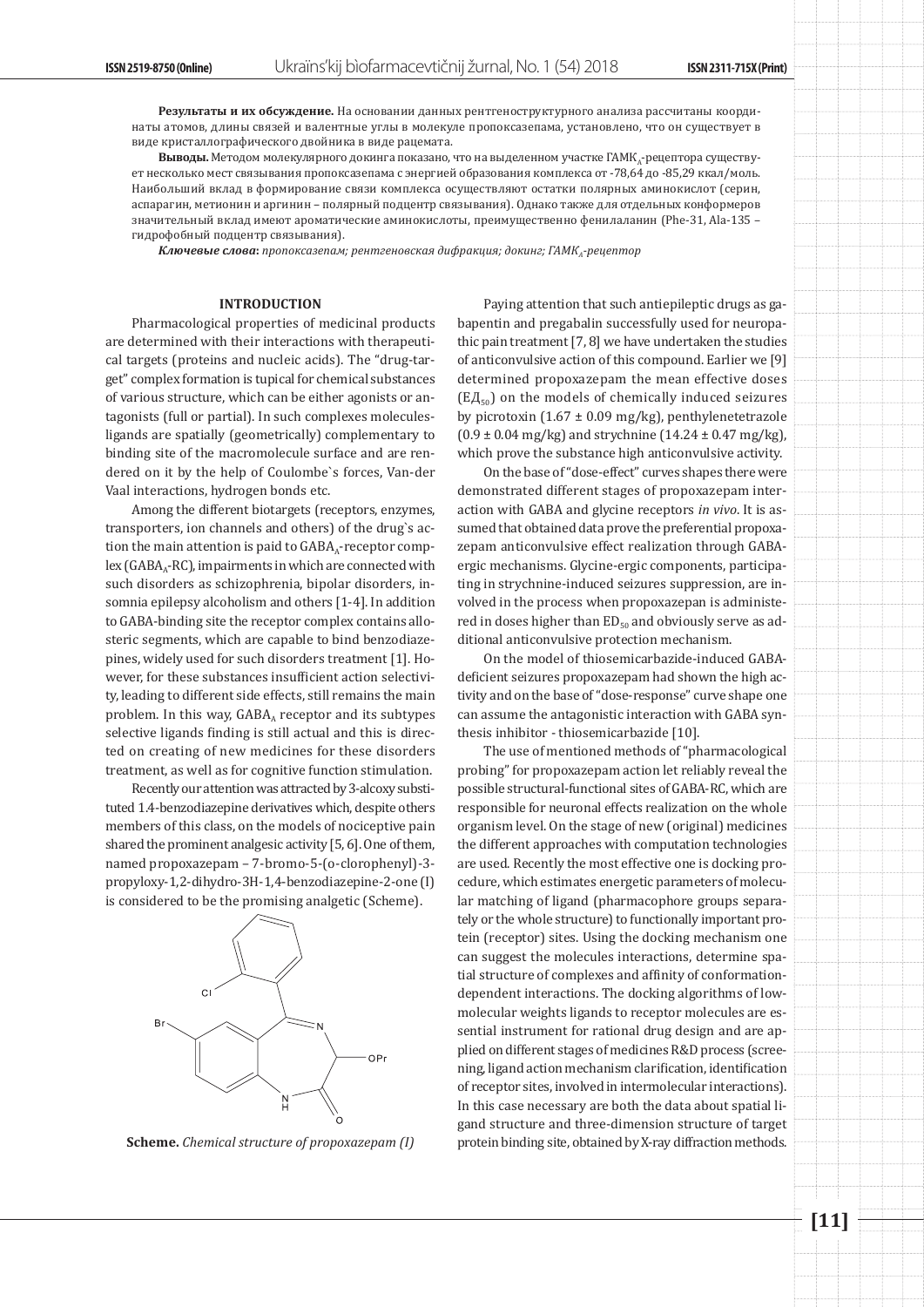**Результаты и их обсуждение.** На основании данных рентгеноструктурного анализа рассчитаны координаты атомов, длины связей и валентные углы в молекуле пропоксазепама, установлено, что он существует в виде кристаллографического двойника в виде рацемата.

**Выводы.** Методом молекулярного докинга показано, что на выделенном участке ГАМК$_A$-рецептора существует несколько мест связывания пропоксазепама с энергией образования комплекса от -78,64 до -85,29 ккал/моль. Наибольший вклад в формирование связи комплекса осуществляют остатки полярных аминокислот (серин, аспарагин, метионин и аргинин – полярный подцентр связывания). Однако также для отдельных конформеров значительный вклад имеют ароматические аминокислоты, преимущественно фенилаланин (Phe-31, Ala-135 – гидрофобный подцентр связывания).

***Ключевые слова:*** *пропоксазепам; рентгеновская дифракция; докинг; ГАМК$_A$-рецептор*

## INTRODUCTION

Pharmacological properties of medicinal products are determined with their interactions with therapeutical targets (proteins and nucleic acids). The "drug-target" complex formation is typical for chemical substances of various structure, which can be either agonists or antagonists (full or partial). In such complexes molecules-ligands are spatially (geometrically) complementary to binding site of the macromolecule surface and are rendered on it by the help of Coulombe`s forces, Van-der Vaal interactions, hydrogen bonds etc.

Among the different biotargets (receptors, enzymes, transporters, ion channels and others) of the drug`s action the main attention is paid to GABA$_A$-receptor complex (GABA$_A$-RC), impairments in which are connected with such disorders as schizophrenia, bipolar disorders, insomnia epilepsy alcoholism and others [1-4]. In addition to GABA-binding site the receptor complex contains allosteric segments, which are capable to bind benzodiazepines, widely used for such disorders treatment [1]. However, for these substances insufficient action selectivity, leading to different side effects, still remains the main problem. In this way, GABA$_A$ receptor and its subtypes selective ligands finding is still actual and this is directed on creating of new medicines for these disorders treatment, as well as for cognitive function stimulation.

Recently our attention was attracted by 3-alcoxy substituted 1.4-benzodiazepine derivatives which, despite others members of this class, on the models of nociceptive pain shared the prominent analgesic activity [5, 6]. One of them, named propoxazepam – 7-bromo-5-(o-clorophenyl)-3-propyloxy-1,2-dihydro-3H-1,4-benzodiazepine-2-one (I) is considered to be the promising analgetic (Scheme).

**Scheme.** *Chemical structure of propoxazepam (I)*

Paying attention that such antiepileptic drugs as gabapentin and pregabalin successfully used for neuropathic pain treatment [7, 8] we have undertaken the studies of anticonvulsive action of this compound. Earlier we [9] determined propoxazepam the mean effective doses (ЕД$_{50}$) on the models of chemically induced seizures by picrotoxin (1.67 ± 0.09 mg/kg), penthylenetetrazole (0.9 ± 0.04 mg/kg) and strychnine (14.24 ± 0.47 mg/kg), which prove the substance high anticonvulsive activity.

On the base of "dose-effect" curves shapes there were demonstrated different stages of propoxazepam interaction with GABA and glycine receptors *in vivo*. It is assumed that obtained data prove the preferential propoxazepam anticonvulsive effect realization through GABA-ergic mechanisms. Glycine-ergic components, participating in strychnine-induced seizures suppression, are involved in the process when propoxazepan is administered in doses higher than ED$_{50}$ and obviously serve as additional anticonvulsive protection mechanism.

On the model of thiosemicarbazide-induced GABA-deficient seizures propoxazepam had shown the high activity and on the base of "dose-response" curve shape one can assume the antagonistic interaction with GABA synthesis inhibitor - thiosemicarbazide [10].

The use of mentioned methods of "pharmacological probing" for propoxazepam action let reliably reveal the possible structural-functional sites of GABA-RC, which are responsible for neuronal effects realization on the whole organism level. On the stage of new (original) medicines the different approaches with computation technologies are used. Recently the most effective one is docking procedure, which estimates energetic parameters of molecular matching of ligand (pharmacophore groups separately or the whole structure) to functionally important protein (receptor) sites. Using the docking mechanism one can suggest the molecules interactions, determine spatial structure of complexes and affinity of conformation-dependent interactions. The docking algorithms of low-molecular weights ligands to receptor molecules are essential instrument for rational drug design and are applied on different stages of medicines R&D process (screening, ligand action mechanism clarification, identification of receptor sites, involved in intermolecular interactions). In this case necessary are both the data about spatial ligand structure and three-dimension structure of target protein binding site, obtained by X-ray diffraction methods.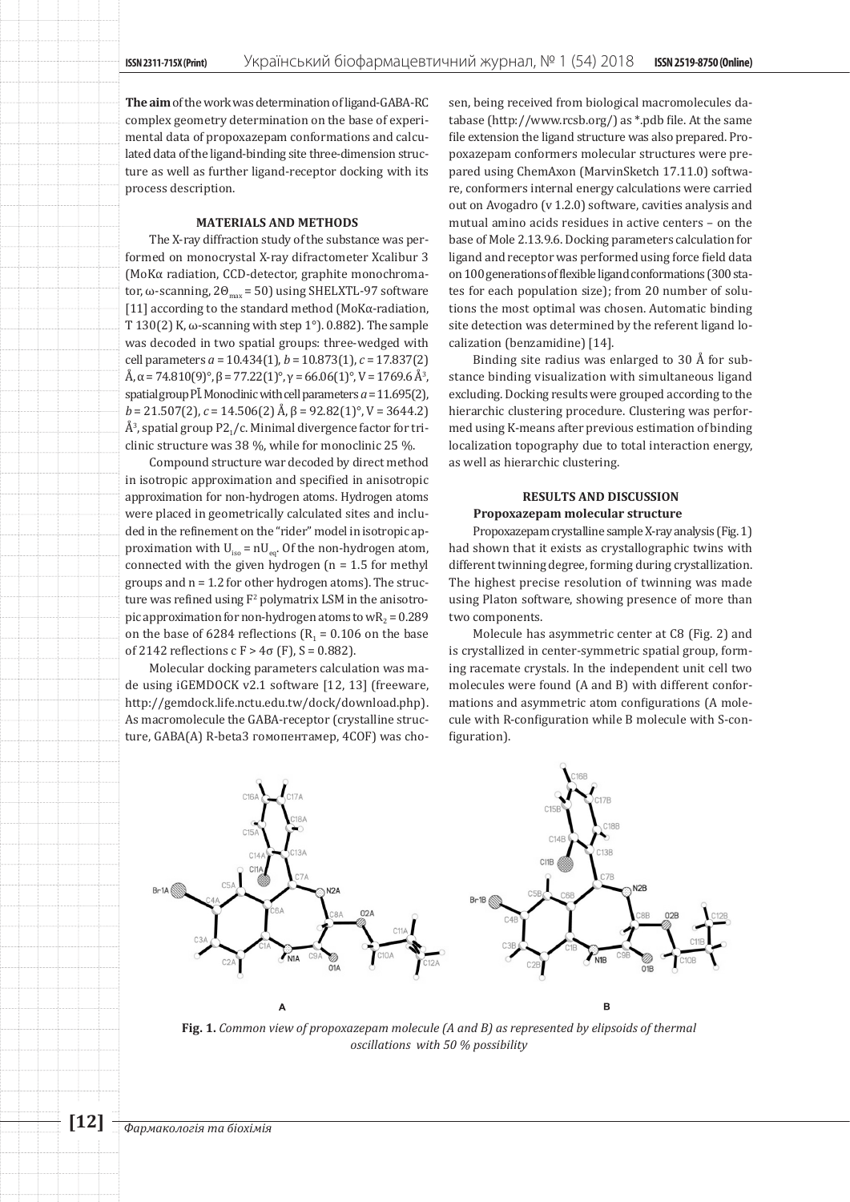**The aim** of the work was determination of ligand-GABA-RC complex geometry determination on the base of experimental data of propoxazepam conformations and calculated data of the ligand-binding site three-dimension structure as well as further ligand-receptor docking with its process description.

## MATERIALS AND METHODS

The X-ray diffraction study of the substance was performed on monocrystal X-ray difractometer Xcalibur 3 (MoKα radiation, CCD-detector, graphite monochromator, ω-scanning, $2\Theta_{max} = 50$) using SHELXTL-97 software [11] according to the standard method (MoKα-radiation, T 130(2) K, ω-scanning with step 1°). 0.882). The sample was decoded in two spatial groups: three-wedged with cell parameters $a = 10.434(1)$, $b = 10.873(1)$, $c = 17.837(2)$ Å, $\alpha = 74.810(9)°$, $\beta = 77.22(1)°$, $\gamma = 66.06(1)°$, $V = 1769.6$ Å$^3$, spatial group $P\bar{1}$. Monoclinic with cell parameters $a = 11.695(2)$, $b = 21.507(2)$, $c = 14.506(2)$ Å, $\beta = 92.82(1)°$, $V = 3644.2$) Å$^3$, spatial group $P2_1/c$. Minimal divergence factor for triclinic structure was 38 %, while for monoclinic 25 %.

Compound structure war decoded by direct method in isotropic approximation and specified in anisotropic approximation for non-hydrogen atoms. Hydrogen atoms were placed in geometrically calculated sites and included in the refinement on the "rider" model in isotropic approximation with $U_{iso} = nU_{eq}$. Of the non-hydrogen atom, connected with the given hydrogen (n = 1.5 for methyl groups and n = 1.2 for other hydrogen atoms). The structure was refined using $F^2$ polymatrix LSM in the anisotropic approximation for non-hydrogen atoms to $wR_2 = 0.289$ on the base of 6284 reflections ($R_1 = 0.106$ on the base of 2142 reflections с $F > 4\sigma$ (F), S = 0.882).

Molecular docking parameters calculation was made using iGEMDOCK v2.1 software [12, 13] (freeware, http://gemdock.life.nctu.edu.tw/dock/download.php). As macromolecule the GABA-receptor (crystalline structure, GABA(A) R-beta3 гомопентамер, 4COF) was chosen, being received from biological macromolecules database (http://www.rcsb.org/) as *.pdb file. At the same file extension the ligand structure was also prepared. Propoxazepam conformers molecular structures were prepared using ChemAxon (MarvinSketch 17.11.0) software, conformers internal energy calculations were carried out on Avogadro (v 1.2.0) software, cavities analysis and mutual amino acids residues in active centers – on the base of Mole 2.13.9.6. Docking parameters calculation for ligand and receptor was performed using force field data on 100 generations of flexible ligand conformations (300 states for each population size); from 20 number of solutions the most optimal was chosen. Automatic binding site detection was determined by the referent ligand localization (benzamidine) [14].

Binding site radius was enlarged to 30 Å for substance binding visualization with simultaneous ligand excluding. Docking results were grouped according to the hierarchic clustering procedure. Clustering was performed using K-means after previous estimation of binding localization topography due to total interaction energy, as well as hierarchic clustering.

## RESULTS AND DISCUSSION

### Propoxazepam molecular structure

Propoxazepam crystalline sample X-ray analysis (Fig. 1) had shown that it exists as crystallographic twins with different twinning degree, forming during crystallization. The highest precise resolution of twinning was made using Platon software, showing presence of more than two components.

Molecule has asymmetric center at C8 (Fig. 2) and is crystallized in center-symmetric spatial group, forming racemate crystals. In the independent unit cell two molecules were found (A and B) with different conformations and asymmetric atom configurations (A molecule with R-configuration while B molecule with S-configuration).

**Fig. 1.** *Common view of propoxazepam molecule (A and B) as represented by elipsoids of thermal oscillations with 50 % possibility*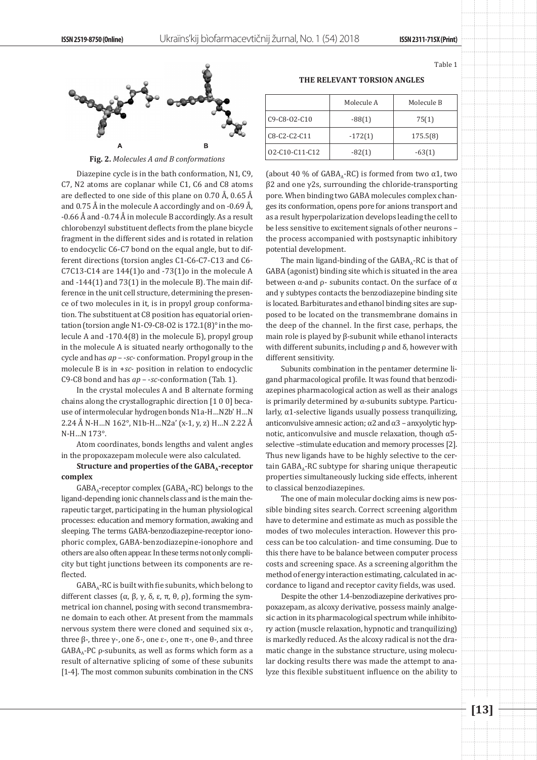**Fig. 2.** *Molecules A and B conformations*

Diazepine cycle is in the bath conformation, N1, C9, C7, N2 atoms are coplanar while C1, C6 and C8 atoms are deflected to one side of this plane on 0.70 Å, 0.65 Å and 0.75 Å in the molecule A accordingly and on -0.69 Å, -0.66 Å and -0.74 Å in molecule B accordingly. As a result chlorobenzyl substituent deflects from the plane bicycle fragment in the different sides and is rotated in relation to endocyclic C6-C7 bond on the equal angle, but to different directions (torsion angles C1-C6-C7-C13 and C6-C7C13-C14 are 144(1)o and -73(1)o in the molecule A and -144(1) and 73(1) in the molecule B). The main difference in the unit cell structure, determining the presence of two molecules in it, is in propyl group conformation. The substituent at C8 position has equatorial orientation (torsion angle N1-C9-C8-O2 is 172.1(8)° in the molecule A and -170.4(8) in the molecule B), propyl group in the molecule A is situated nearly orthogonally to the cycle and has *ap* – *-sc-* conformation. Propyl group in the molecule B is in *+sc-* position in relation to endocyclic C9-C8 bond and has *ap* – *-sc*-conformation (Tab. 1).

Table 1

**THE RELEVANT TORSION ANGLES**

| | Molecule A | Molecule B |
|---|---|---|
| C9-C8-O2-C10 | -88(1) | 75(1) |
| C8-C2-C2-C11 | -172(1) | 175.5(8) |
| O2-C10-C11-C12 | -82(1) | -63(1) |

In the crystal molecules A and B alternate forming chains along the crystallographic direction [1 0 0] because of intermolecular hydrogen bonds N1a-H…N2b' H…N 2.24 Å N-H…N 162°, N1b-H…N2a' (x-1, y, z) H…N 2.22 Å N-H…N 173°.

Atom coordinates, bonds lengths and valent angles in the propoxazepam molecule were also calculated.

**Structure and properties of the $GABA_A$-receptor complex**

$GABA_A$-receptor complex ($GABA_A$-RC) belongs to the ligand-depending ionic channels class and is the main therapeutic target, participating in the human physiological processes: education and memory formation, awaking and sleeping. The terms GABA-benzodiazepine-receptor ionophoric complex, GABA-benzodiazepine-ionophore and others are also often appear. In these terms not only complicity but tight junctions between its components are reflected.

$GABA_A$-RC is built with fie subunits, which belong to different classes (α, β, γ, δ, ε, π, θ, ρ), forming the symmetrical ion channel, posing with second transmembrane domain to each other. At present from the mammals nervous system there were cloned and sequined six α-, three β-, three γ-, one δ-, one ε-, one π-, one θ-, and three $GABA_A$-PC ρ-subunits, as well as forms which form as a result of alternative splicing of some of these subunits [1-4]. The most common subunits combination in the CNS (about 40 % of $GABA_A$-RC) is formed from two α1, two β2 and one γ2s, surrounding the chloride-transporting pore. When binding two GABA molecules complex changes its conformation, opens pore for anions transport and as a result hyperpolarization develops leading the cell to be less sensitive to excitement signals of other neurons – the process accompanied with postsynaptic inhibitory potential development.

The main ligand-binding of the $GABA_A$-RC is that of GABA (agonist) binding site which is situated in the area between α-and ρ- subunits contact. On the surface of α and γ subtypes contacts the benzodiazepine binding site is located. Barbiturates and ethanol binding sites are supposed to be located on the transmembrane domains in the deep of the channel. In the first case, perhaps, the main role is played by β-subunit while ethanol interacts with different subunits, including ρ and δ, however with different sensitivity.

Subunits combination in the pentamer determine ligand pharmacological profile. It was found that benzodiazepines pharmacological action as well as their analogs is primarily determined by α-subunits subtype. Particularly, α1-selective ligands usually possess tranquilizing, anticonvulsive amnesic action; α2 and α3 – anxyolytic hypnotic, anticonvulsive and muscle relaxation, though α5-selective –stimulate education and memory processes [2]. Thus new ligands have to be highly selective to the certain $GABA_A$-RC subtype for sharing unique therapeutic properties simultaneously lucking side effects, inherent to classical benzodiazepines.

The one of main molecular docking aims is new possible binding sites search. Correct screening algorithm have to determine and estimate as much as possible the modes of two molecules interaction. However this process can be too calculation- and time consuming. Due to this there have to be balance between computer process costs and screening space. As a screening algorithm the method of energy interaction estimating, calculated in accordance to ligand and receptor cavity fields, was used.

Despite the other 1.4-benzodiazepine derivatives propoxazepam, as alcoxy derivative, possess mainly analgesic action in its pharmacological spectrum while inhibitory action (muscle relaxation, hypnotic and tranquilizing) is markedly reduced. As the alcoxy radical is not the dramatic change in the substance structure, using molecular docking results there was made the attempt to analyze this flexible substituent influence on the ability to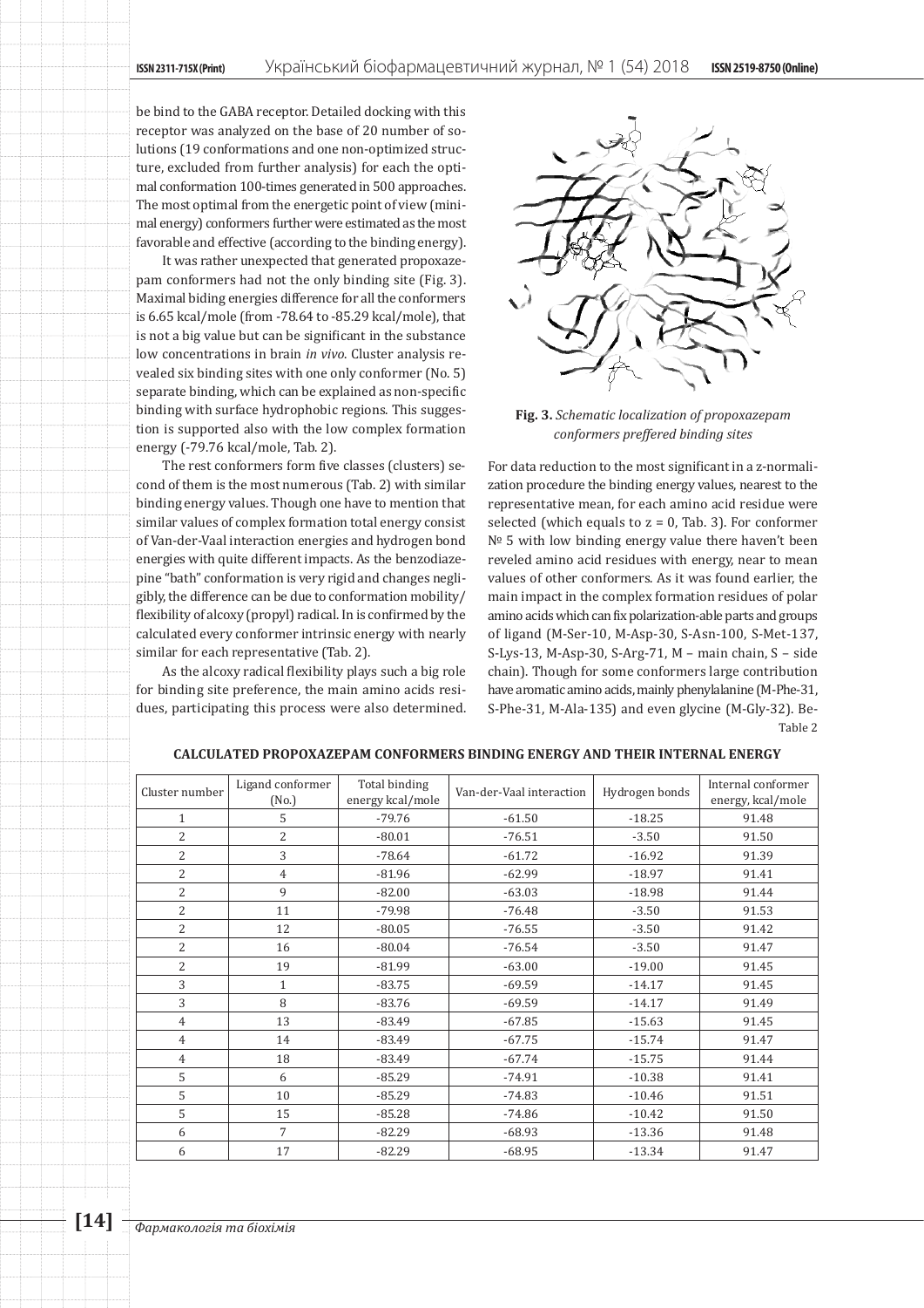be bind to the GABA receptor. Detailed docking with this receptor was analyzed on the base of 20 number of solutions (19 conformations and one non-optimized structure, excluded from further analysis) for each the optimal conformation 100-times generated in 500 approaches. The most optimal from the energetic point of view (minimal energy) conformers further were estimated as the most favorable and effective (according to the binding energy).

It was rather unexpected that generated propoxazepam conformers had not the only binding site (Fig. 3). Maximal biding energies difference for all the conformers is 6.65 kcal/mole (from -78.64 to -85.29 kcal/mole), that is not a big value but can be significant in the substance low concentrations in brain *in vivo*. Cluster analysis revealed six binding sites with one only conformer (No. 5) separate binding, which can be explained as non-specific binding with surface hydrophobic regions. This suggestion is supported also with the low complex formation energy (-79.76 kcal/mole, Tab. 2).

The rest conformers form five classes (clusters) second of them is the most numerous (Tab. 2) with similar binding energy values. Though one have to mention that similar values of complex formation total energy consist of Van-der-Vaal interaction energies and hydrogen bond energies with quite different impacts. As the benzodiazepine "bath" conformation is very rigid and changes negligibly, the difference can be due to conformation mobility/flexibility of alcoxy (propyl) radical. In is confirmed by the calculated every conformer intrinsic energy with nearly similar for each representative (Tab. 2).

As the alcoxy radical flexibility plays such a big role for binding site preference, the main amino acids residues, participating this process were also determined.

**Fig. 3.** *Schematic localization of propoxazepam conformers preffered binding sites*

For data reduction to the most significant in a z-normalization procedure the binding energy values, nearest to the representative mean, for each amino acid residue were selected (which equals to z = 0, Tab. 3). For conformer № 5 with low binding energy value there haven't been reveled amino acid residues with energy, near to mean values of other conformers. As it was found earlier, the main impact in the complex formation residues of polar amino acids which can fix polarization-able parts and groups of ligand (M-Ser-10, M-Asp-30, S-Asn-100, S-Met-137, S-Lys-13, M-Asp-30, S-Arg-71, M – main chain, S – side chain). Though for some conformers large contribution have aromatic amino acids, mainly phenylalanine (M-Phe-31, S-Phe-31, M-Ala-135) and even glycine (M-Gly-32). Be-

Table 2

**CALCULATED PROPOXAZEPAM CONFORMERS BINDING ENERGY AND THEIR INTERNAL ENERGY**

| Cluster number | Ligand conformer (No.) | Total binding energy kcal/mole | Van-der-Vaal interaction | Hydrogen bonds | Internal conformer energy, kcal/mole |
|---|---|---|---|---|---|
| 1 | 5 | -79.76 | -61.50 | -18.25 | 91.48 |
| 2 | 2 | -80.01 | -76.51 | -3.50 | 91.50 |
| 2 | 3 | -78.64 | -61.72 | -16.92 | 91.39 |
| 2 | 4 | -81.96 | -62.99 | -18.97 | 91.41 |
| 2 | 9 | -82.00 | -63.03 | -18.98 | 91.44 |
| 2 | 11 | -79.98 | -76.48 | -3.50 | 91.53 |
| 2 | 12 | -80.05 | -76.55 | -3.50 | 91.42 |
| 2 | 16 | -80.04 | -76.54 | -3.50 | 91.47 |
| 2 | 19 | -81.99 | -63.00 | -19.00 | 91.45 |
| 3 | 1 | -83.75 | -69.59 | -14.17 | 91.45 |
| 3 | 8 | -83.76 | -69.59 | -14.17 | 91.49 |
| 4 | 13 | -83.49 | -67.85 | -15.63 | 91.45 |
| 4 | 14 | -83.49 | -67.75 | -15.74 | 91.47 |
| 4 | 18 | -83.49 | -67.74 | -15.75 | 91.44 |
| 5 | 6 | -85.29 | -74.91 | -10.38 | 91.41 |
| 5 | 10 | -85.29 | -74.83 | -10.46 | 91.51 |
| 5 | 15 | -85.28 | -74.86 | -10.42 | 91.50 |
| 6 | 7 | -82.29 | -68.93 | -13.36 | 91.48 |
| 6 | 17 | -82.29 | -68.95 | -13.34 | 91.47 |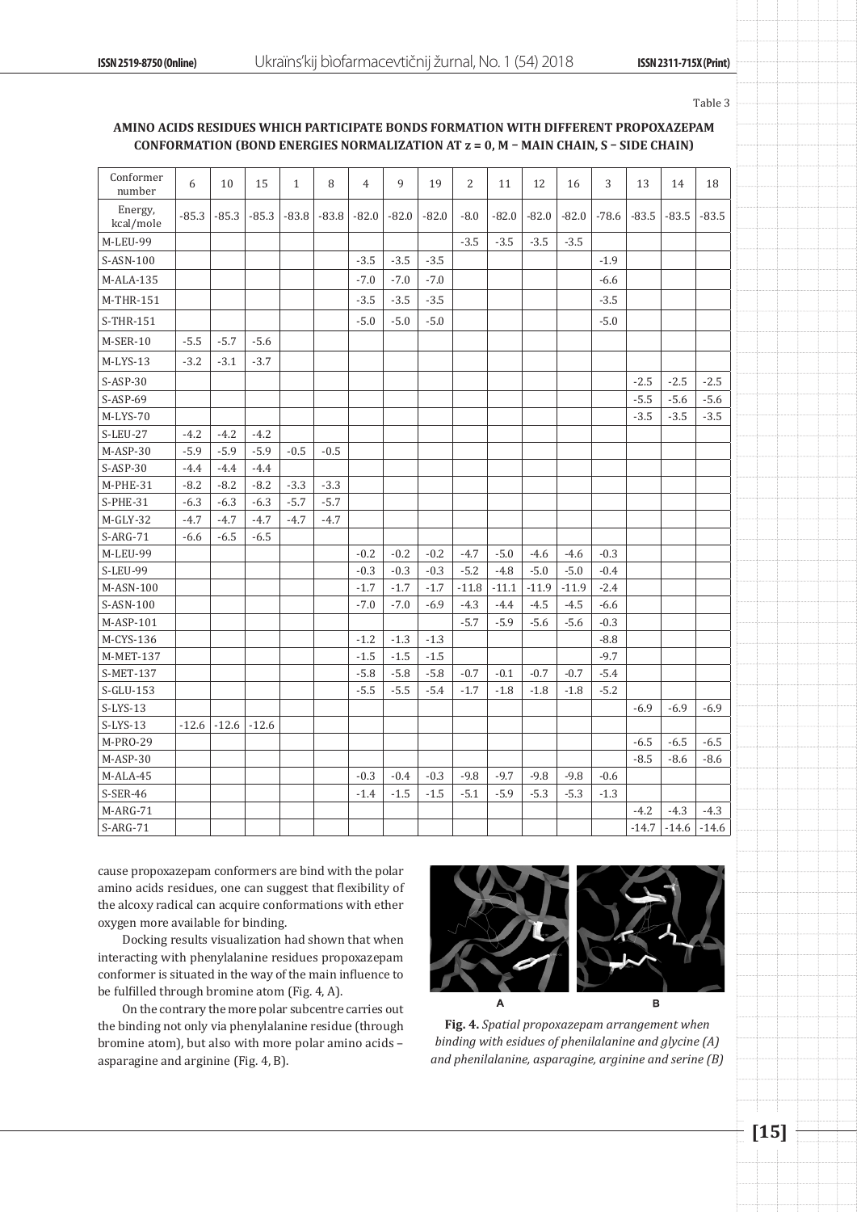Table 3

**AMINO ACIDS RESIDUES WHICH PARTICIPATE BONDS FORMATION WITH DIFFERENT PROPOXAZEPAM CONFORMATION (BOND ENERGIES NORMALIZATION AT z = 0, M – MAIN CHAIN, S – SIDE CHAIN)**

| Conformer number | 6 | 10 | 15 | 1 | 8 | 4 | 9 | 19 | 2 | 11 | 12 | 16 | 3 | 13 | 14 | 18 |
|---|---|---|---|---|---|---|---|---|---|---|---|---|---|---|---|---|
| Energy, kcal/mole | -85.3 | -85.3 | -85.3 | -83.8 | -83.8 | -82.0 | -82.0 | -82.0 | -8.0 | -82.0 | -82.0 | -82.0 | -78.6 | -83.5 | -83.5 | -83.5 |
| M-LEU-99 | | | | | | | | | -3.5 | -3.5 | -3.5 | -3.5 | | | | |
| S-ASN-100 | | | | | | -3.5 | -3.5 | -3.5 | | | | | -1.9 | | | |
| M-ALA-135 | | | | | | -7.0 | -7.0 | -7.0 | | | | | -6.6 | | | |
| M-THR-151 | | | | | | -3.5 | -3.5 | -3.5 | | | | | -3.5 | | | |
| S-THR-151 | | | | | | -5.0 | -5.0 | -5.0 | | | | | -5.0 | | | |
| M-SER-10 | -5.5 | -5.7 | -5.6 | | | | | | | | | | | | | |
| M-LYS-13 | -3.2 | -3.1 | -3.7 | | | | | | | | | | | | | |
| S-ASP-30 | | | | | | | | | | | | | | -2.5 | -2.5 | -2.5 |
| S-ASP-69 | | | | | | | | | | | | | | -5.5 | -5.6 | -5.6 |
| M-LYS-70 | | | | | | | | | | | | | | -3.5 | -3.5 | -3.5 |
| S-LEU-27 | -4.2 | -4.2 | -4.2 | | | | | | | | | | | | | |
| M-ASP-30 | -5.9 | -5.9 | -5.9 | -0.5 | -0.5 | | | | | | | | | | | |
| S-ASP-30 | -4.4 | -4.4 | -4.4 | | | | | | | | | | | | | |
| M-PHE-31 | -8.2 | -8.2 | -8.2 | -3.3 | -3.3 | | | | | | | | | | | |
| S-PHE-31 | -6.3 | -6.3 | -6.3 | -5.7 | -5.7 | | | | | | | | | | | |
| M-GLY-32 | -4.7 | -4.7 | -4.7 | -4.7 | -4.7 | | | | | | | | | | | |
| S-ARG-71 | -6.6 | -6.5 | -6.5 | | | | | | | | | | | | | |
| M-LEU-99 | | | | | | -0.2 | -0.2 | -0.2 | -4.7 | -5.0 | -4.6 | -4.6 | -0.3 | | | |
| S-LEU-99 | | | | | | -0.3 | -0.3 | -0.3 | -5.2 | -4.8 | -5.0 | -5.0 | -0.4 | | | |
| M-ASN-100 | | | | | | -1.7 | -1.7 | -1.7 | -11.8 | -11.1 | -11.9 | -11.9 | -2.4 | | | |
| S-ASN-100 | | | | | | -7.0 | -7.0 | -6.9 | -4.3 | -4.4 | -4.5 | -4.5 | -6.6 | | | |
| M-ASP-101 | | | | | | | | | -5.7 | -5.9 | -5.6 | -5.6 | -0.3 | | | |
| M-CYS-136 | | | | | | -1.2 | -1.3 | -1.3 | | | | | -8.8 | | | |
| M-MET-137 | | | | | | -1.5 | -1.5 | -1.5 | | | | | -9.7 | | | |
| S-MET-137 | | | | | | -5.8 | -5.8 | -5.8 | -0.7 | -0.1 | -0.7 | -0.7 | -5.4 | | | |
| S-GLU-153 | | | | | | -5.5 | -5.5 | -5.4 | -1.7 | -1.8 | -1.8 | -1.8 | -5.2 | | | |
| S-LYS-13 | | | | | | | | | | | | | | -6.9 | -6.9 | -6.9 |
| S-LYS-13 | -12.6 | -12.6 | -12.6 | | | | | | | | | | | | | |
| M-PRO-29 | | | | | | | | | | | | | | -6.5 | -6.5 | -6.5 |
| M-ASP-30 | | | | | | | | | | | | | | -8.5 | -8.6 | -8.6 |
| M-ALA-45 | | | | | | -0.3 | -0.4 | -0.3 | -9.8 | -9.7 | -9.8 | -9.8 | -0.6 | | | |
| S-SER-46 | | | | | | -1.4 | -1.5 | -1.5 | -5.1 | -5.9 | -5.3 | -5.3 | -1.3 | | | |
| M-ARG-71 | | | | | | | | | | | | | | -4.2 | -4.3 | -4.3 |
| S-ARG-71 | | | | | | | | | | | | | | -14.7 | -14.6 | -14.6 |

cause propoxazepam conformers are bind with the polar amino acids residues, one can suggest that flexibility of the alcoxy radical can acquire conformations with ether oxygen more available for binding.

Docking results visualization had shown that when interacting with phenylalanine residues propoxazepam conformer is situated in the way of the main influence to be fulfilled through bromine atom (Fig. 4, A).

On the contrary the more polar subcentre carries out the binding not only via phenylalanine residue (through bromine atom), but also with more polar amino acids – asparagine and arginine (Fig. 4, B).

**Fig. 4.** *Spatial propoxazepam arrangement when binding with esidues of phenilalanine and glycine (A) and phenilalanine, asparagine, arginine and serine (B)*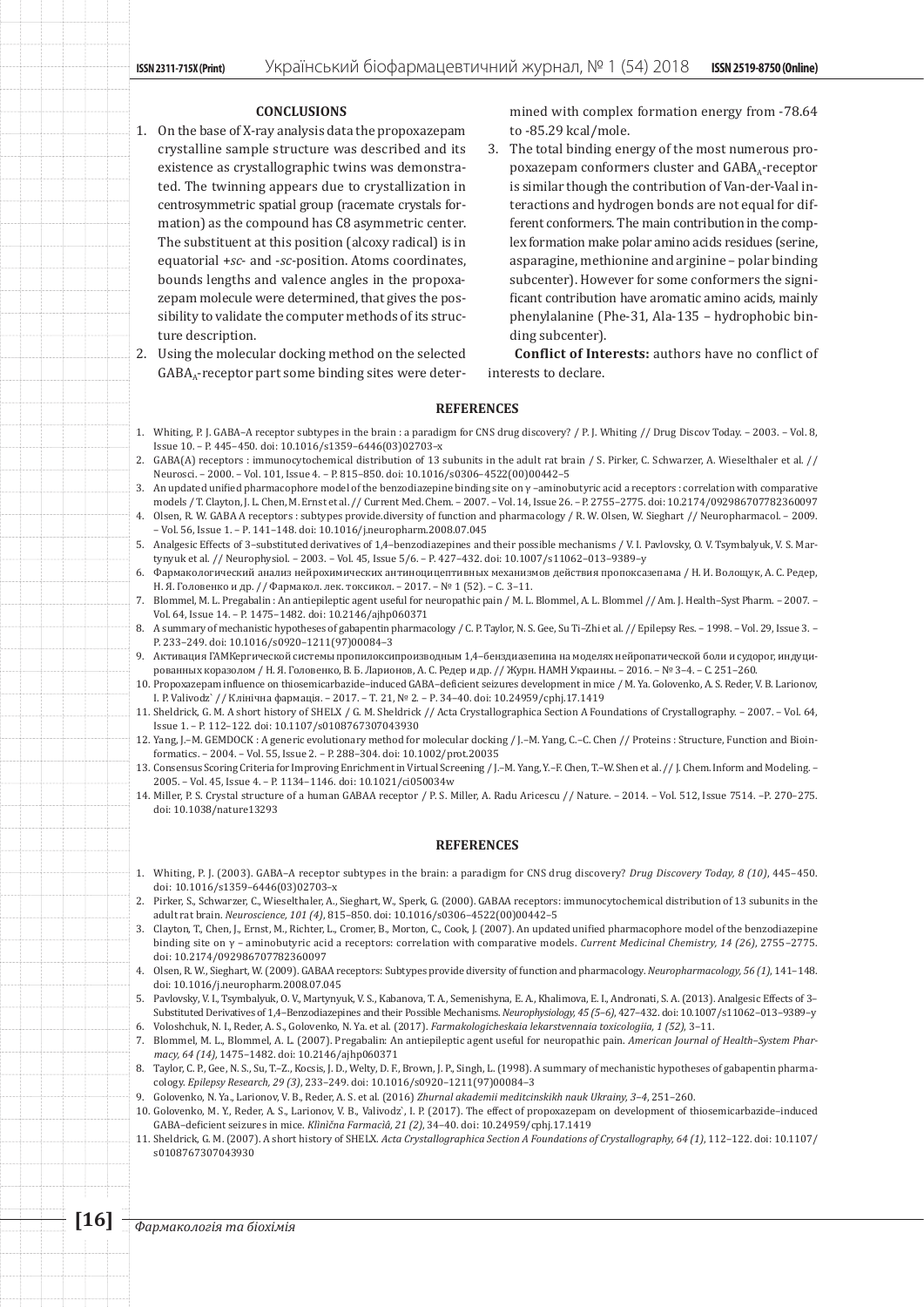## CONCLUSIONS

1. On the base of X-ray analysis data the propoxazepam crystalline sample structure was described and its existence as crystallographic twins was demonstrated. The twinning appears due to crystallization in centrosymmetric spatial group (racemate crystals formation) as the compound has C8 asymmetric center. The substituent at this position (alcoxy radical) is in equatorial +*sc*- and -*sc*-position. Atoms coordinates, bounds lengths and valence angles in the propoxazepam molecule were determined, that gives the possibility to validate the computer methods of its structure description.
2. Using the molecular docking method on the selected $GABA_A$-receptor part some binding sites were determined with complex formation energy from -78.64 to -85.29 kcal/mole.
3. The total binding energy of the most numerous propoxazepam conformers cluster and $GABA_A$-receptor is similar though the contribution of Van-der-Vaal interactions and hydrogen bonds are not equal for different conformers. The main contribution in the complex formation make polar amino acids residues (serine, asparagine, methionine and arginine – polar binding subcenter). However for some conformers the significant contribution have aromatic amino acids, mainly phenylalanine (Phe-31, Ala-135 – hydrophobic binding subcenter).

**Conflict of Interests:** authors have no conflict of interests to declare.

## REFERENCES

1. Whiting, P. J. GABA–A receptor subtypes in the brain : a paradigm for CNS drug discovery? / P. J. Whiting // Drug Discov Today. – 2003. – Vol. 8, Issue 10. – P. 445–450. doi: 10.1016/s1359–6446(03)02703–x
2. GABA(A) receptors : immunocytochemical distribution of 13 subunits in the adult rat brain / S. Pirker, C. Schwarzer, A. Wieselthaler et al. // Neurosci. – 2000. – Vol. 101, Issue 4. – P. 815–850. doi: 10.1016/s0306–4522(00)00442–5
3. An updated unified pharmacophore model of the benzodiazepine binding site on γ –aminobutyric acid a receptors : correlation with comparative models / T. Clayton, J. L. Chen, M. Ernst et al. // Current Med. Chem. – 2007. – Vol. 14, Issue 26. – P. 2755–2775. doi: 10.2174/092986707782360097
4. Olsen, R. W. GABA A receptors : subtypes provide.diversity of function and pharmacology / R. W. Olsen, W. Sieghart // Neuropharmacol. – 2009. – Vol. 56, Issue 1. – P. 141–148. doi: 10.1016/j.neuropharm.2008.07.045
5. Analgesic Effects of 3–substituted derivatives of 1,4–benzodiazepines and their possible mechanisms / V. I. Pavlovsky, O. V. Tsymbalyuk, V. S. Martynyuk et al. // Neurophysiol. – 2003. – Vol. 45, Issue 5/6. – P. 427–432. doi: 10.1007/s11062–013–9389–y
6. Фармакологический анализ нейрохимических антиноцицептивных механизмов действия пропоксазепама / Н. И. Волощук, А. С. Редер, Н. Я. Головенко и др. // Фармакол. лек. токсикол. – 2017. – № 1 (52). – С. 3–11.
7. Blommel, M. L. Pregabalin : An antiepileptic agent useful for neuropathic pain / M. L. Blommel, A. L. Blommel // Am. J. Health–Syst Pharm. – 2007. – Vol. 64, Issue 14. – P. 1475–1482. doi: 10.2146/ajhp060371
8. A summary of mechanistic hypotheses of gabapentin pharmacology / C. P. Taylor, N. S. Gee, Su Ti–Zhi et al. // Epilepsy Res. – 1998. – Vol. 29, Issue 3. – P. 233–249. doi: 10.1016/s0920–1211(97)00084–3
9. Активация ГАМКергической системы пропилоксипроизводным 1,4–бенздиазепина на моделях нейропатической боли и судорог, индуцированных коразолом / Н. Я. Головенко, В. Б. Ларионов, А. С. Редер и др. // Журн. НАМН Украины. – 2016. – № 3–4. – С. 251–260.
10. Propoxazepam influence on thiosemicarbazide–induced GABA–deficient seizures development in mice / M. Ya. Golovenko, A. S. Reder, V. B. Larionov, I. P. Valivodz` // Клінічна фармація. – 2017. – Т. 21, № 2. – P. 34–40. doi: 10.24959/cphj.17.1419
11. Sheldrick, G. M. A short history of SHELX / G. M. Sheldrick // Acta Crystallographica Section A Foundations of Crystallography. – 2007. – Vol. 64, Issue 1. – P. 112–122. doi: 10.1107/s0108767307043930
12. Yang, J.–M. GEMDOCK : A generic evolutionary method for molecular docking / J.–M. Yang, C.–C. Chen // Proteins : Structure, Function and Bioinformatics. – 2004. – Vol. 55, Issue 2. – P. 288–304. doi: 10.1002/prot.20035
13. Consensus Scoring Criteria for Improving Enrichment in Virtual Screening / J.–M. Yang, Y.–F. Chen, T.–W. Shen et al. // J. Chem. Inform and Modeling. – 2005. – Vol. 45, Issue 4. – P. 1134–1146. doi: 10.1021/ci050034w
14. Miller, P. S. Crystal structure of a human GABAA receptor / P. S. Miller, A. Radu Aricescu // Nature. – 2014. – Vol. 512, Issue 7514. –P. 270–275. doi: 10.1038/nature13293

## REFERENCES

1. Whiting, P. J. (2003). GABA–A receptor subtypes in the brain: a paradigm for CNS drug discovery? *Drug Discovery Today, 8 (10)*, 445–450. doi: 10.1016/s1359–6446(03)02703–x
2. Pirker, S., Schwarzer, C., Wieselthaler, A., Sieghart, W., Sperk, G. (2000). GABAA receptors: immunocytochemical distribution of 13 subunits in the adult rat brain. *Neuroscience, 101 (4)*, 815–850. doi: 10.1016/s0306–4522(00)00442–5
3. Clayton, T., Chen, J., Ernst, M., Richter, L., Cromer, B., Morton, C., Cook, J. (2007). An updated unified pharmacophore model of the benzodiazepine binding site on γ – aminobutyric acid a receptors: correlation with comparative models. *Current Medicinal Chemistry, 14 (26)*, 2755–2775. doi: 10.2174/092986707782360097
4. Olsen, R. W., Sieghart, W. (2009). GABAA receptors: Subtypes provide diversity of function and pharmacology. *Neuropharmacology, 56 (1)*, 141–148. doi: 10.1016/j.neuropharm.2008.07.045
5. Pavlovsky, V. I., Tsymbalyuk, O. V., Martynyuk, V. S., Kabanova, T. A., Semenishyna, E. A., Khalimova, E. I., Andronati, S. A. (2013). Analgesic Effects of 3–Substituted Derivatives of 1,4–Benzodiazepines and Their Possible Mechanisms. *Neurophysiology, 45 (5–6)*, 427–432. doi: 10.1007/s11062–013–9389–y
6. Voloshchuk, N. I., Reder, A. S., Golovenko, N. Ya. et al. (2017). *Farmakologicheskaia lekarstvennaia toxicologiia, 1 (52)*, 3–11.
7. Blommel, M. L., Blommel, A. L. (2007). Pregabalin: An antiepileptic agent useful for neuropathic pain. *American Journal of Health–System Pharmacy, 64 (14)*, 1475–1482. doi: 10.2146/ajhp060371
8. Taylor, C. P., Gee, N. S., Su, T.–Z., Kocsis, J. D., Welty, D. F., Brown, J. P., Singh, L. (1998). A summary of mechanistic hypotheses of gabapentin pharmacology. *Epilepsy Research, 29 (3)*, 233–249. doi: 10.1016/s0920–1211(97)00084–3
9. Golovenko, N. Ya., Larionov, V. B., Reder, A. S. et al. (2016) *Zhurnal akademii meditcinskikh nauk Ukrainy, 3–4*, 251–260.
10. Golovenko, M. Y., Reder, A. S., Larionov, V. B., Valivodz`, I. P. (2017). The effect of propoxazepam on development of thiosemicarbazide–induced GABA–deficient seizures in mice. *Klinična Farmacìâ, 21 (2)*, 34–40. doi: 10.24959/cphj.17.1419
11. Sheldrick, G. M. (2007). A short history of SHELX. *Acta Crystallographica Section A Foundations of Crystallography, 64 (1)*, 112–122. doi: 10.1107/s0108767307043930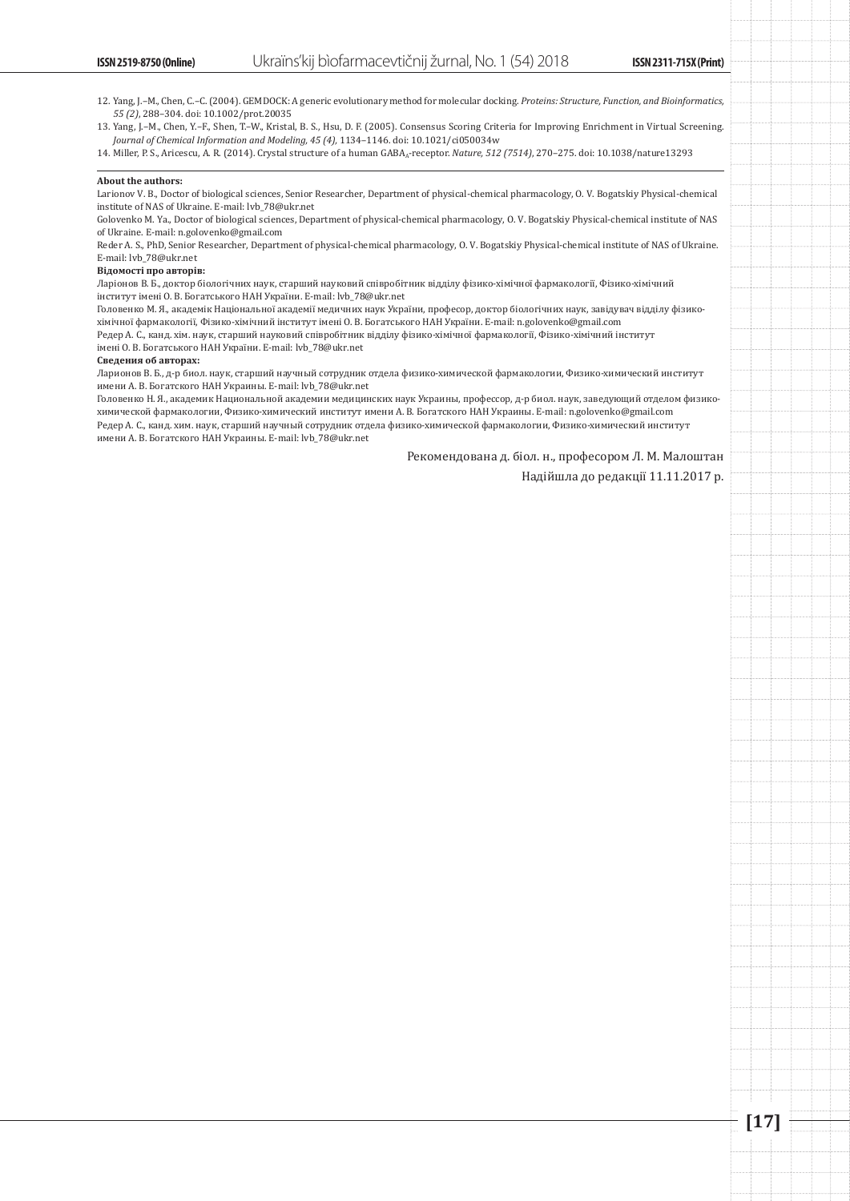12. Yang, J.–M., Chen, C.–C. (2004). GEMDOCK: A generic evolutionary method for molecular docking. *Proteins: Structure, Function, and Bioinformatics, 55 (2)*, 288–304. doi: 10.1002/prot.20035

13. Yang, J.–M., Chen, Y.–F., Shen, T.–W., Kristal, B. S., Hsu, D. F. (2005). Consensus Scoring Criteria for Improving Enrichment in Virtual Screening. *Journal of Chemical Information and Modeling, 45 (4)*, 1134–1146. doi: 10.1021/ci050034w

14. Miller, P. S., Aricescu, A. R. (2014). Crystal structure of a human $GABA_A$-receptor. *Nature, 512 (7514)*, 270–275. doi: 10.1038/nature13293

**About the authors:**

Larionov V. B., Doctor of biological sciences, Senior Researcher, Department of physical-chemical pharmacology, O. V. Bogatskiy Physical-chemical institute of NAS of Ukraine. E-mail: lvb_78@ukr.net

Golovenko M. Ya., Doctor of biological sciences, Department of physical-chemical pharmacology, O. V. Bogatskiy Physical-chemical institute of NAS of Ukraine. E-mail: n.golovenko@gmail.com

Reder A. S., PhD, Senior Researcher, Department of physical-chemical pharmacology, O. V. Bogatskiy Physical-chemical institute of NAS of Ukraine. E-mail: lvb_78@ukr.net

**Відомості про авторів:**

Ларіонов В. Б., доктор біологічних наук, старший науковий співробітник відділу фізико-хімічної фармакології, Фізико-хімічний інститут імені О. В. Богатського НАН України. E-mail: lvb_78@ukr.net

Головенко М. Я., академік Національної академії медичних наук України, професор, доктор біологічних наук, завідувач відділу фізико-хімічної фармакології, Фізико-хімічний інститут імені О. В. Богатського НАН України. E-mail: n.golovenko@gmail.com

Редер А. С., канд. хім. наук, старший науковий співробітник відділу фізико-хімічної фармакології, Фізико-хімічний інститут імені О. В. Богатського НАН України. E-mail: lvb_78@ukr.net

**Сведения об авторах:**

Ларионов В. Б., д-р биол. наук, старший научный сотрудник отдела физико-химической фармакологии, Физико-химический институт имени А. В. Богатского НАН Украины. E-mail: lvb_78@ukr.net

Головенко Н. Я., академик Национальной академии медицинских наук Украины, профессор, д-р биол. наук, заведующий отделом физико-химической фармакологии, Физико-химический институт имени А. В. Богатского НАН Украины. E-mail: n.golovenko@gmail.com

Редер А. С., канд. хим. наук, старший научный сотрудник отдела физико-химической фармакологии, Физико-химический институт имени А. В. Богатского НАН Украины. E-mail: lvb_78@ukr.net

Рекомендована д. біол. н., професором Л. М. Малоштан

Надійшла до редакції 11.11.2017 р.